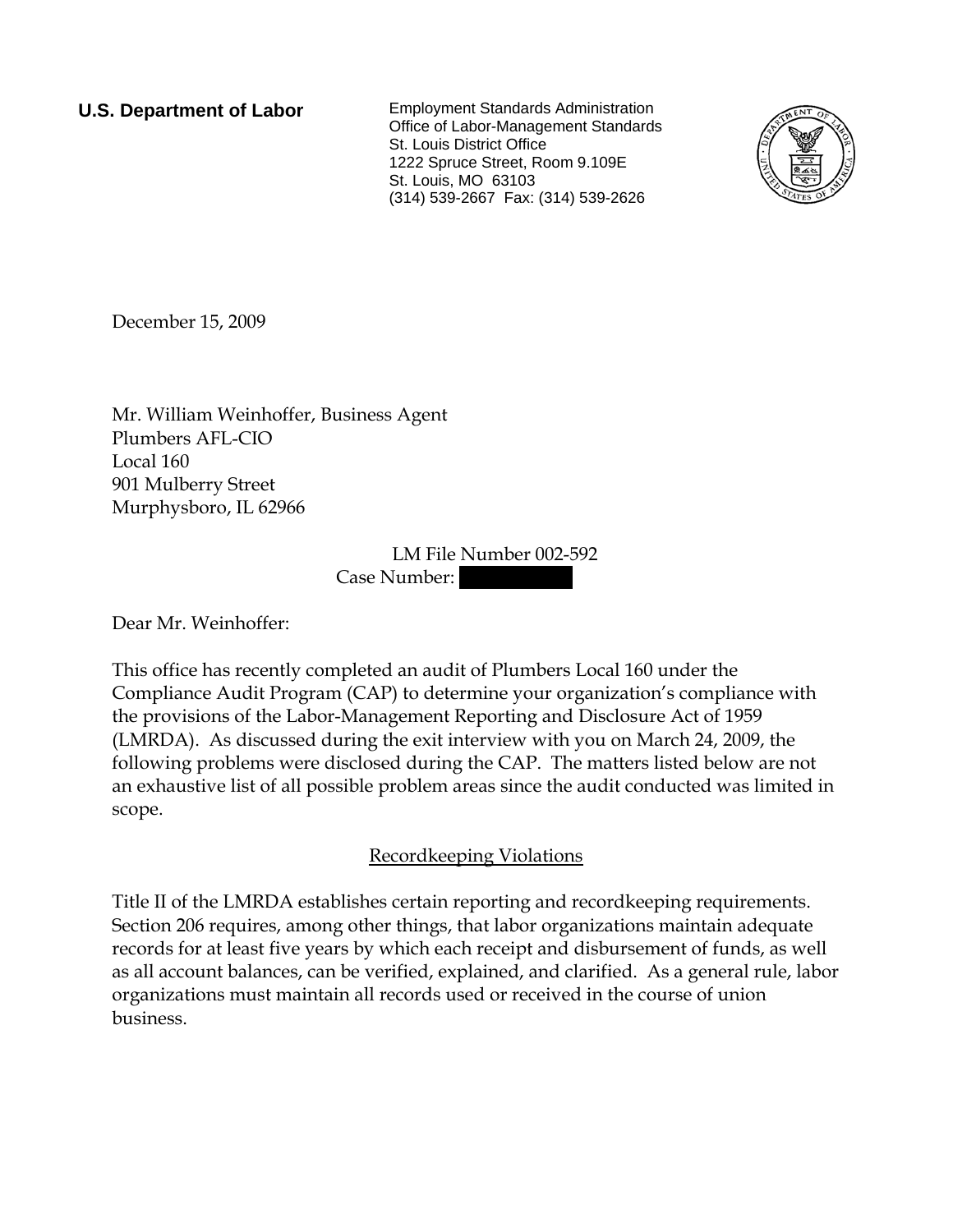**U.S. Department of Labor**

Employment Standards Administration
Office of Labor-Management Standards
St. Louis District Office
1222 Spruce Street, Room 9.109E
St. Louis, MO 63103
(314) 539-2667 Fax: (314) 539-2626

December 15, 2009

Mr. William Weinhoffer, Business Agent
Plumbers AFL-CIO
Local 160
901 Mulberry Street
Murphysboro, IL 62966

LM File Number 002-592
Case Number: [REDACTED]

Dear Mr. Weinhoffer:

This office has recently completed an audit of Plumbers Local 160 under the Compliance Audit Program (CAP) to determine your organization's compliance with the provisions of the Labor-Management Reporting and Disclosure Act of 1959 (LMRDA). As discussed during the exit interview with you on March 24, 2009, the following problems were disclosed during the CAP. The matters listed below are not an exhaustive list of all possible problem areas since the audit conducted was limited in scope.

## Recordkeeping Violations

Title II of the LMRDA establishes certain reporting and recordkeeping requirements. Section 206 requires, among other things, that labor organizations maintain adequate records for at least five years by which each receipt and disbursement of funds, as well as all account balances, can be verified, explained, and clarified. As a general rule, labor organizations must maintain all records used or received in the course of union business.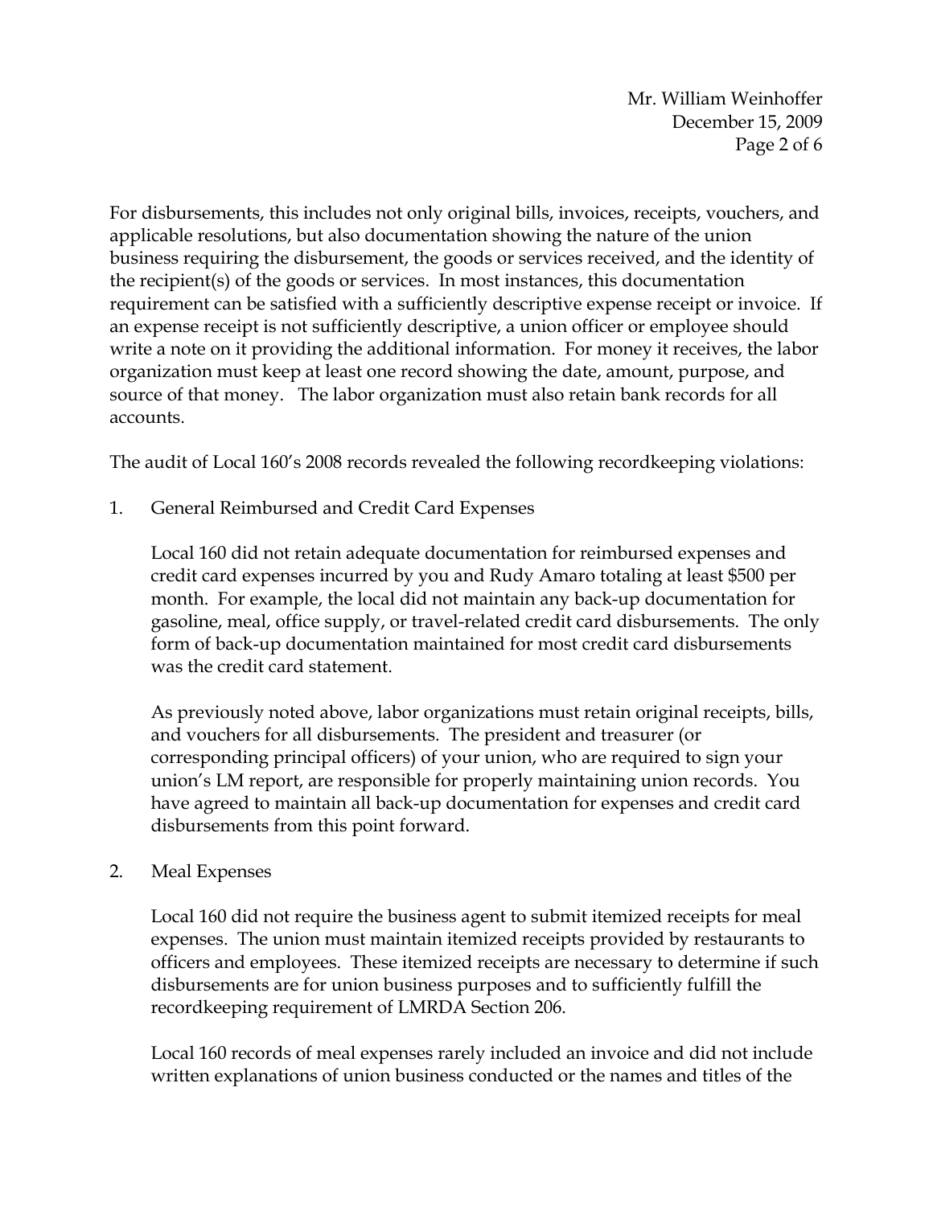For disbursements, this includes not only original bills, invoices, receipts, vouchers, and applicable resolutions, but also documentation showing the nature of the union business requiring the disbursement, the goods or services received, and the identity of the recipient(s) of the goods or services. In most instances, this documentation requirement can be satisfied with a sufficiently descriptive expense receipt or invoice. If an expense receipt is not sufficiently descriptive, a union officer or employee should write a note on it providing the additional information. For money it receives, the labor organization must keep at least one record showing the date, amount, purpose, and source of that money. The labor organization must also retain bank records for all accounts.

The audit of Local 160's 2008 records revealed the following recordkeeping violations:

1. General Reimbursed and Credit Card Expenses

   Local 160 did not retain adequate documentation for reimbursed expenses and credit card expenses incurred by you and Rudy Amaro totaling at least $500 per month. For example, the local did not maintain any back-up documentation for gasoline, meal, office supply, or travel-related credit card disbursements. The only form of back-up documentation maintained for most credit card disbursements was the credit card statement.

   As previously noted above, labor organizations must retain original receipts, bills, and vouchers for all disbursements. The president and treasurer (or corresponding principal officers) of your union, who are required to sign your union's LM report, are responsible for properly maintaining union records. You have agreed to maintain all back-up documentation for expenses and credit card disbursements from this point forward.

2. Meal Expenses

   Local 160 did not require the business agent to submit itemized receipts for meal expenses. The union must maintain itemized receipts provided by restaurants to officers and employees. These itemized receipts are necessary to determine if such disbursements are for union business purposes and to sufficiently fulfill the recordkeeping requirement of LMRDA Section 206.

   Local 160 records of meal expenses rarely included an invoice and did not include written explanations of union business conducted or the names and titles of the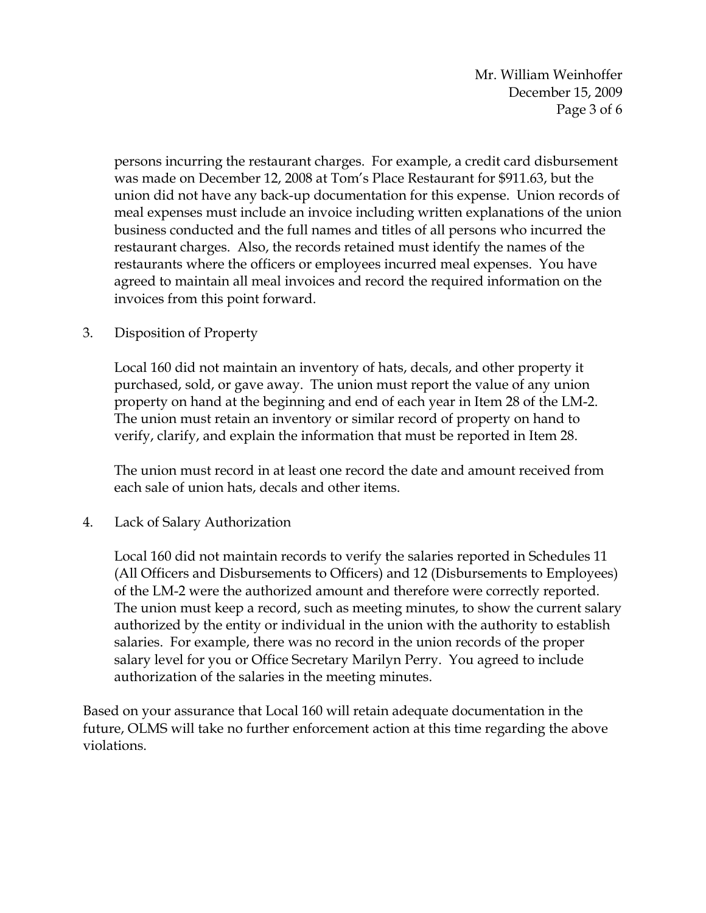persons incurring the restaurant charges. For example, a credit card disbursement was made on December 12, 2008 at Tom's Place Restaurant for $911.63, but the union did not have any back-up documentation for this expense. Union records of meal expenses must include an invoice including written explanations of the union business conducted and the full names and titles of all persons who incurred the restaurant charges. Also, the records retained must identify the names of the restaurants where the officers or employees incurred meal expenses. You have agreed to maintain all meal invoices and record the required information on the invoices from this point forward.

3. Disposition of Property

   Local 160 did not maintain an inventory of hats, decals, and other property it purchased, sold, or gave away. The union must report the value of any union property on hand at the beginning and end of each year in Item 28 of the LM-2. The union must retain an inventory or similar record of property on hand to verify, clarify, and explain the information that must be reported in Item 28.

   The union must record in at least one record the date and amount received from each sale of union hats, decals and other items.

4. Lack of Salary Authorization

   Local 160 did not maintain records to verify the salaries reported in Schedules 11 (All Officers and Disbursements to Officers) and 12 (Disbursements to Employees) of the LM-2 were the authorized amount and therefore were correctly reported. The union must keep a record, such as meeting minutes, to show the current salary authorized by the entity or individual in the union with the authority to establish salaries. For example, there was no record in the union records of the proper salary level for you or Office Secretary Marilyn Perry. You agreed to include authorization of the salaries in the meeting minutes.

Based on your assurance that Local 160 will retain adequate documentation in the future, OLMS will take no further enforcement action at this time regarding the above violations.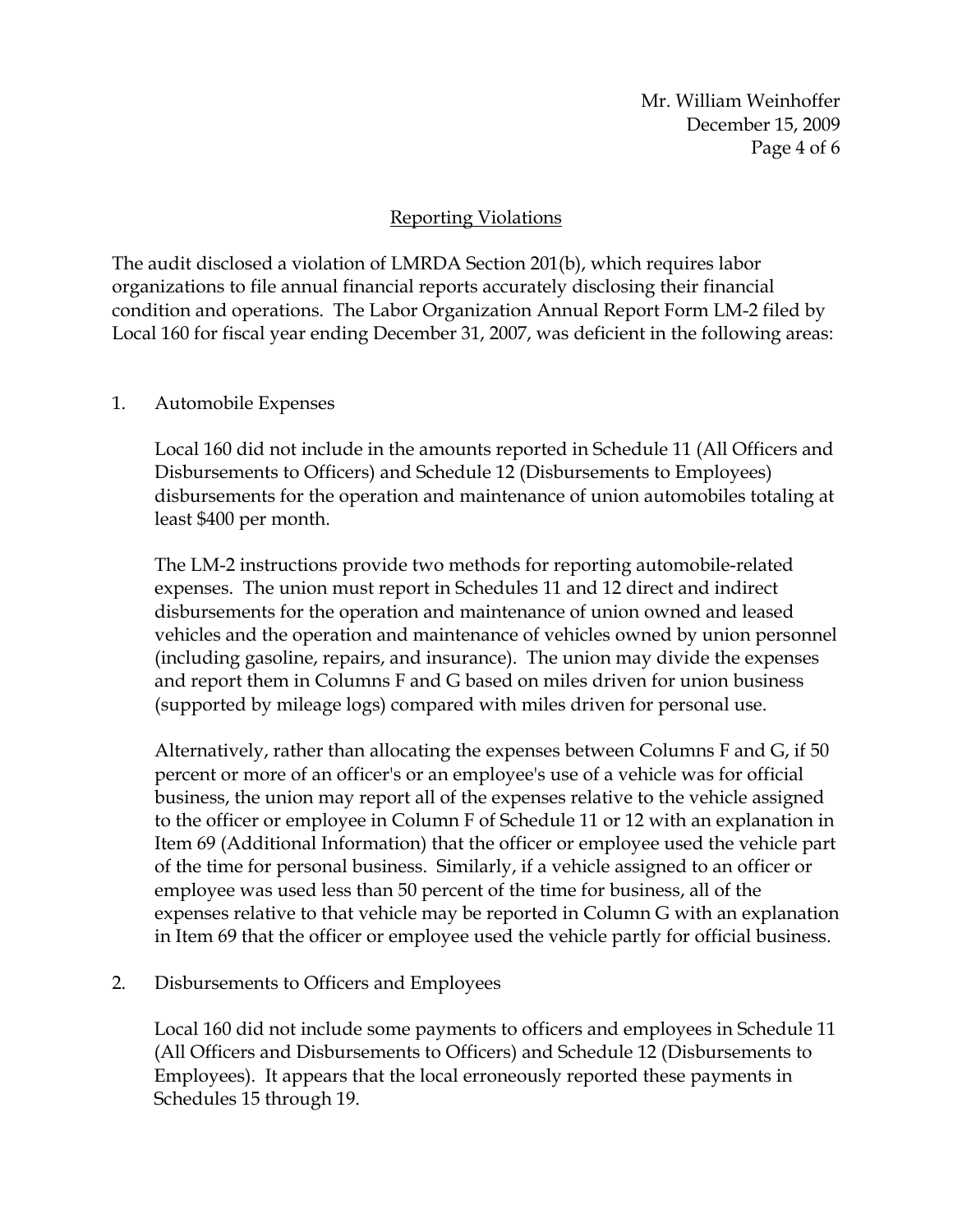## Reporting Violations

The audit disclosed a violation of LMRDA Section 201(b), which requires labor organizations to file annual financial reports accurately disclosing their financial condition and operations. The Labor Organization Annual Report Form LM-2 filed by Local 160 for fiscal year ending December 31, 2007, was deficient in the following areas:

1. Automobile Expenses

   Local 160 did not include in the amounts reported in Schedule 11 (All Officers and Disbursements to Officers) and Schedule 12 (Disbursements to Employees) disbursements for the operation and maintenance of union automobiles totaling at least $400 per month.

   The LM-2 instructions provide two methods for reporting automobile-related expenses. The union must report in Schedules 11 and 12 direct and indirect disbursements for the operation and maintenance of union owned and leased vehicles and the operation and maintenance of vehicles owned by union personnel (including gasoline, repairs, and insurance). The union may divide the expenses and report them in Columns F and G based on miles driven for union business (supported by mileage logs) compared with miles driven for personal use.

   Alternatively, rather than allocating the expenses between Columns F and G, if 50 percent or more of an officer's or an employee's use of a vehicle was for official business, the union may report all of the expenses relative to the vehicle assigned to the officer or employee in Column F of Schedule 11 or 12 with an explanation in Item 69 (Additional Information) that the officer or employee used the vehicle part of the time for personal business. Similarly, if a vehicle assigned to an officer or employee was used less than 50 percent of the time for business, all of the expenses relative to that vehicle may be reported in Column G with an explanation in Item 69 that the officer or employee used the vehicle partly for official business.

2. Disbursements to Officers and Employees

   Local 160 did not include some payments to officers and employees in Schedule 11 (All Officers and Disbursements to Officers) and Schedule 12 (Disbursements to Employees). It appears that the local erroneously reported these payments in Schedules 15 through 19.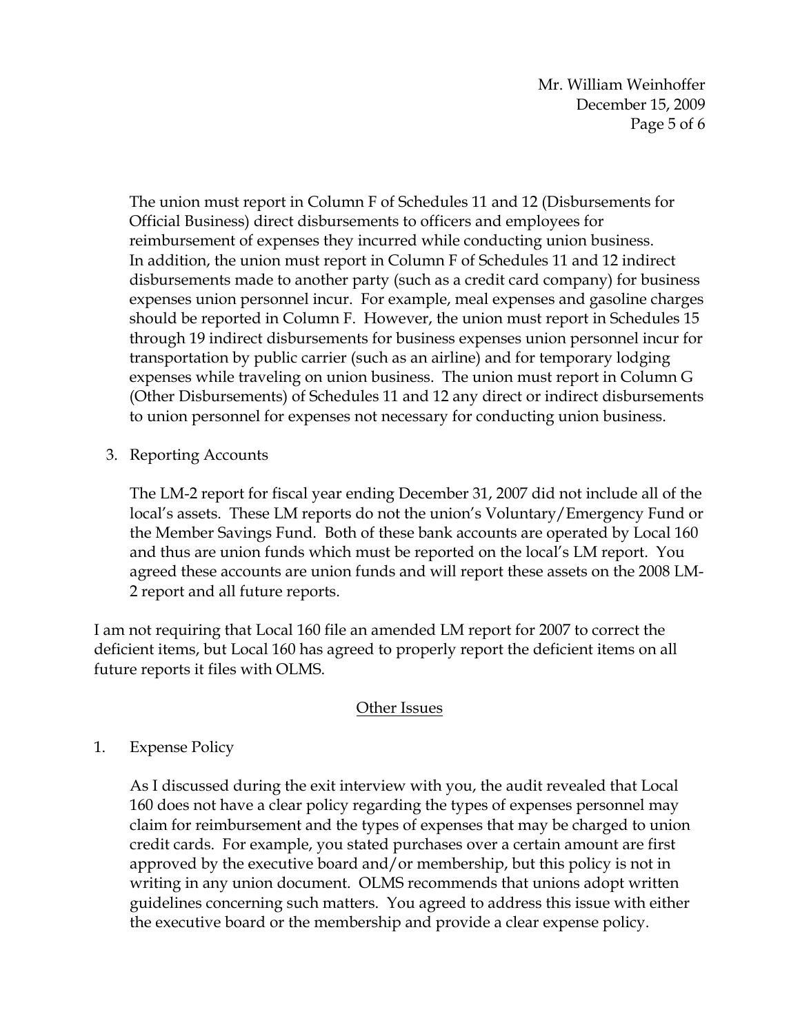The union must report in Column F of Schedules 11 and 12 (Disbursements for Official Business) direct disbursements to officers and employees for reimbursement of expenses they incurred while conducting union business. In addition, the union must report in Column F of Schedules 11 and 12 indirect disbursements made to another party (such as a credit card company) for business expenses union personnel incur. For example, meal expenses and gasoline charges should be reported in Column F. However, the union must report in Schedules 15 through 19 indirect disbursements for business expenses union personnel incur for transportation by public carrier (such as an airline) and for temporary lodging expenses while traveling on union business. The union must report in Column G (Other Disbursements) of Schedules 11 and 12 any direct or indirect disbursements to union personnel for expenses not necessary for conducting union business.

3. Reporting Accounts

   The LM-2 report for fiscal year ending December 31, 2007 did not include all of the local's assets. These LM reports do not the union's Voluntary/Emergency Fund or the Member Savings Fund. Both of these bank accounts are operated by Local 160 and thus are union funds which must be reported on the local's LM report. You agreed these accounts are union funds and will report these assets on the 2008 LM-2 report and all future reports.

I am not requiring that Local 160 file an amended LM report for 2007 to correct the deficient items, but Local 160 has agreed to properly report the deficient items on all future reports it files with OLMS.

## Other Issues

1. Expense Policy

   As I discussed during the exit interview with you, the audit revealed that Local 160 does not have a clear policy regarding the types of expenses personnel may claim for reimbursement and the types of expenses that may be charged to union credit cards. For example, you stated purchases over a certain amount are first approved by the executive board and/or membership, but this policy is not in writing in any union document. OLMS recommends that unions adopt written guidelines concerning such matters. You agreed to address this issue with either the executive board or the membership and provide a clear expense policy.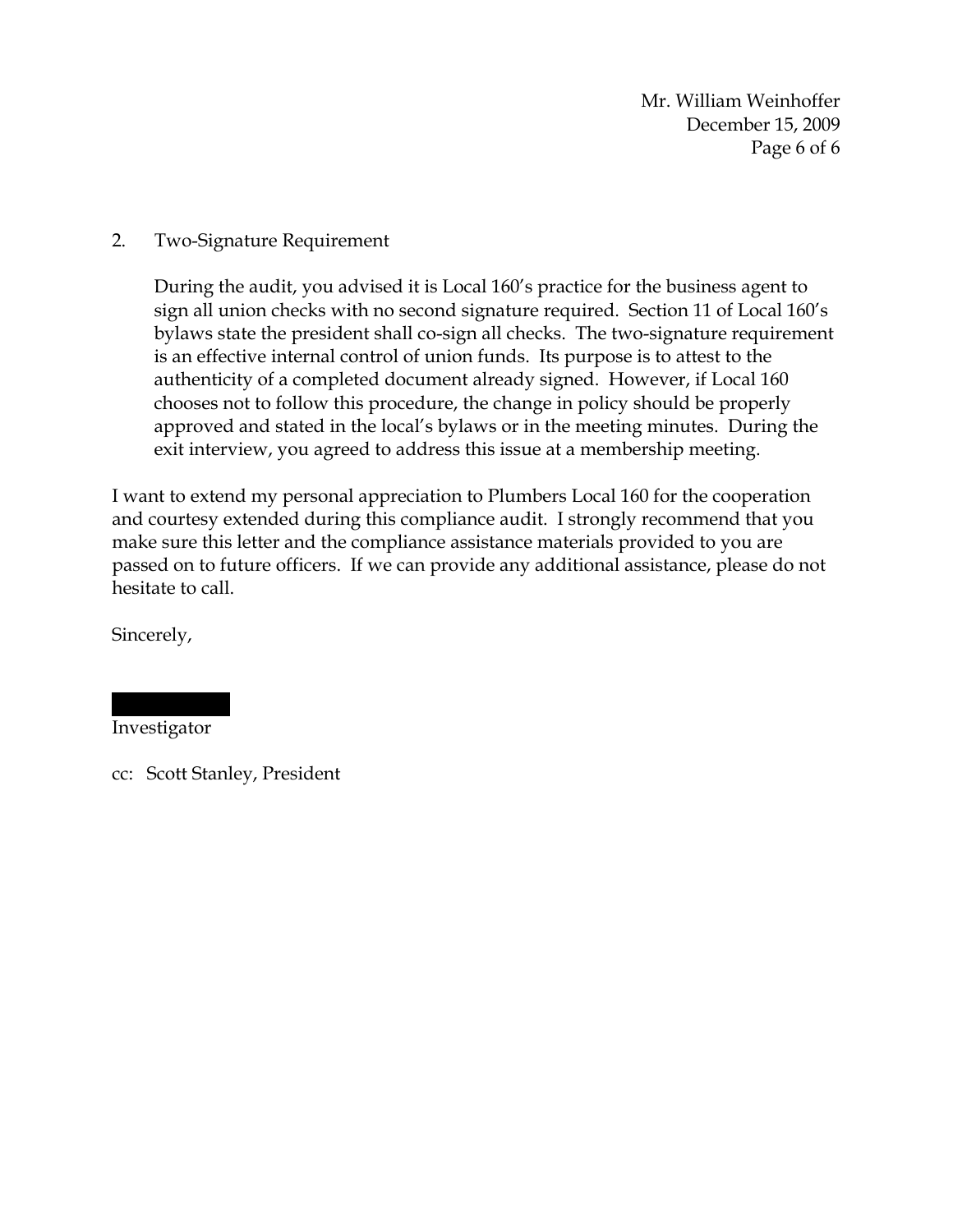2. Two-Signature Requirement

   During the audit, you advised it is Local 160's practice for the business agent to sign all union checks with no second signature required. Section 11 of Local 160's bylaws state the president shall co-sign all checks. The two-signature requirement is an effective internal control of union funds. Its purpose is to attest to the authenticity of a completed document already signed. However, if Local 160 chooses not to follow this procedure, the change in policy should be properly approved and stated in the local's bylaws or in the meeting minutes. During the exit interview, you agreed to address this issue at a membership meeting.

I want to extend my personal appreciation to Plumbers Local 160 for the cooperation and courtesy extended during this compliance audit. I strongly recommend that you make sure this letter and the compliance assistance materials provided to you are passed on to future officers. If we can provide any additional assistance, please do not hesitate to call.

Sincerely,

Investigator

cc: Scott Stanley, President